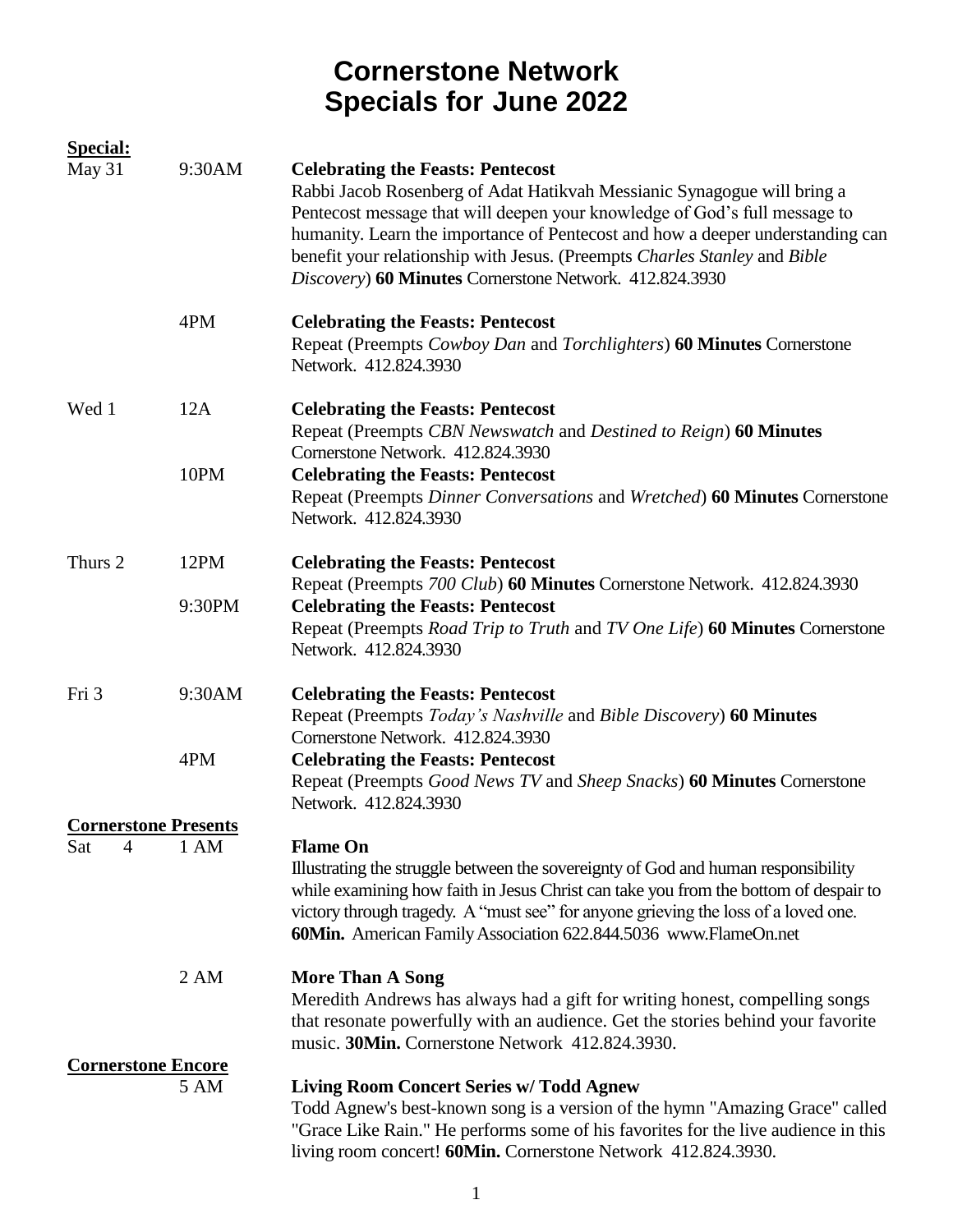# Cornerstone Network
# Specials for June 2022

**Special:**

**May 31 — 9:30AM**
**Celebrating the Feasts: Pentecost**
Rabbi Jacob Rosenberg of Adat Hatikvah Messianic Synagogue will bring a Pentecost message that will deepen your knowledge of God's full message to humanity. Learn the importance of Pentecost and how a deeper understanding can benefit your relationship with Jesus. (Preempts *Charles Stanley* and *Bible Discovery*) **60 Minutes** Cornerstone Network. 412.824.3930

**4PM**
**Celebrating the Feasts: Pentecost**
Repeat (Preempts *Cowboy Dan* and *Torchlighters*) **60 Minutes** Cornerstone Network. 412.824.3930

**Wed 1 — 12A**
**Celebrating the Feasts: Pentecost**
Repeat (Preempts *CBN Newswatch* and *Destined to Reign*) **60 Minutes** Cornerstone Network. 412.824.3930

**10PM**
**Celebrating the Feasts: Pentecost**
Repeat (Preempts *Dinner Conversations* and *Wretched*) **60 Minutes** Cornerstone Network. 412.824.3930

**Thurs 2 — 12PM**
**Celebrating the Feasts: Pentecost**
Repeat (Preempts *700 Club*) **60 Minutes** Cornerstone Network. 412.824.3930

**9:30PM**
**Celebrating the Feasts: Pentecost**
Repeat (Preempts *Road Trip to Truth* and *TV One Life*) **60 Minutes** Cornerstone Network. 412.824.3930

**Fri 3 — 9:30AM**
**Celebrating the Feasts: Pentecost**
Repeat (Preempts *Today's Nashville* and *Bible Discovery*) **60 Minutes** Cornerstone Network. 412.824.3930

**4PM**
**Celebrating the Feasts: Pentecost**
Repeat (Preempts *Good News TV* and *Sheep Snacks*) **60 Minutes** Cornerstone Network. 412.824.3930

**Cornerstone Presents**

**Sat 4 — 1 AM**
**Flame On**
Illustrating the struggle between the sovereignty of God and human responsibility while examining how faith in Jesus Christ can take you from the bottom of despair to victory through tragedy. A "must see" for anyone grieving the loss of a loved one. **60Min.** American Family Association 622.844.5036 www.FlameOn.net

**2 AM**
**More Than A Song**
Meredith Andrews has always had a gift for writing honest, compelling songs that resonate powerfully with an audience. Get the stories behind your favorite music. **30Min.** Cornerstone Network 412.824.3930.

**Cornerstone Encore**

**5 AM**
**Living Room Concert Series w/ Todd Agnew**
Todd Agnew's best-known song is a version of the hymn "Amazing Grace" called "Grace Like Rain." He performs some of his favorites for the live audience in this living room concert! **60Min.** Cornerstone Network 412.824.3930.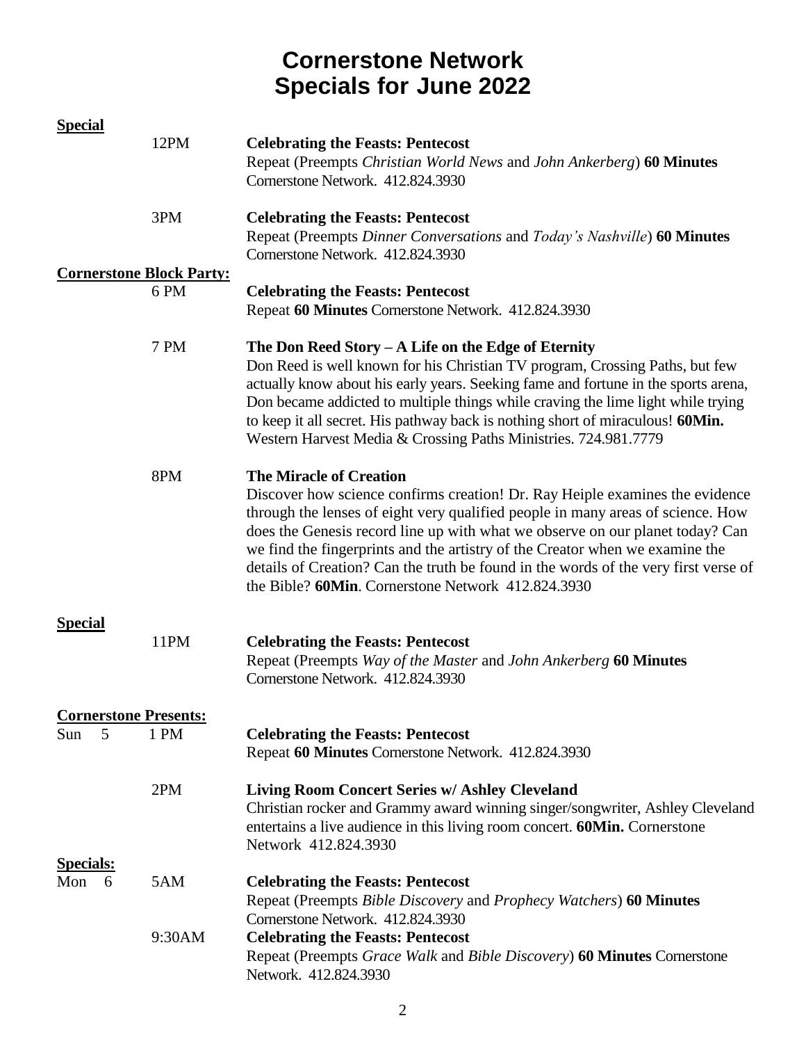# Cornerstone Network
# Specials for June 2022

**Special**

12PM **Celebrating the Feasts: Pentecost**
Repeat (Preempts *Christian World News* and *John Ankerberg*) **60 Minutes** Cornerstone Network. 412.824.3930

3PM **Celebrating the Feasts: Pentecost**
Repeat (Preempts *Dinner Conversations* and *Today's Nashville*) **60 Minutes** Cornerstone Network. 412.824.3930

**Cornerstone Block Party:**

6 PM **Celebrating the Feasts: Pentecost**
Repeat **60 Minutes** Cornerstone Network. 412.824.3930

7 PM **The Don Reed Story – A Life on the Edge of Eternity**
Don Reed is well known for his Christian TV program, Crossing Paths, but few actually know about his early years. Seeking fame and fortune in the sports arena, Don became addicted to multiple things while craving the lime light while trying to keep it all secret. His pathway back is nothing short of miraculous! **60Min.** Western Harvest Media & Crossing Paths Ministries. 724.981.7779

8PM **The Miracle of Creation**
Discover how science confirms creation! Dr. Ray Heiple examines the evidence through the lenses of eight very qualified people in many areas of science. How does the Genesis record line up with what we observe on our planet today? Can we find the fingerprints and the artistry of the Creator when we examine the details of Creation? Can the truth be found in the words of the very first verse of the Bible? **60Min**. Cornerstone Network 412.824.3930

**Special**

11PM **Celebrating the Feasts: Pentecost**
Repeat (Preempts *Way of the Master* and *John Ankerberg* **60 Minutes** Cornerstone Network. 412.824.3930

**Cornerstone Presents:**

Sun 5 1 PM **Celebrating the Feasts: Pentecost**
Repeat **60 Minutes** Cornerstone Network. 412.824.3930

2PM **Living Room Concert Series w/ Ashley Cleveland**
Christian rocker and Grammy award winning singer/songwriter, Ashley Cleveland entertains a live audience in this living room concert. **60Min.** Cornerstone Network 412.824.3930

**Specials:**

Mon 6 5AM **Celebrating the Feasts: Pentecost**
Repeat (Preempts *Bible Discovery* and *Prophecy Watchers*) **60 Minutes** Cornerstone Network. 412.824.3930

9:30AM **Celebrating the Feasts: Pentecost**
Repeat (Preempts *Grace Walk* and *Bible Discovery*) **60 Minutes** Cornerstone Network. 412.824.3930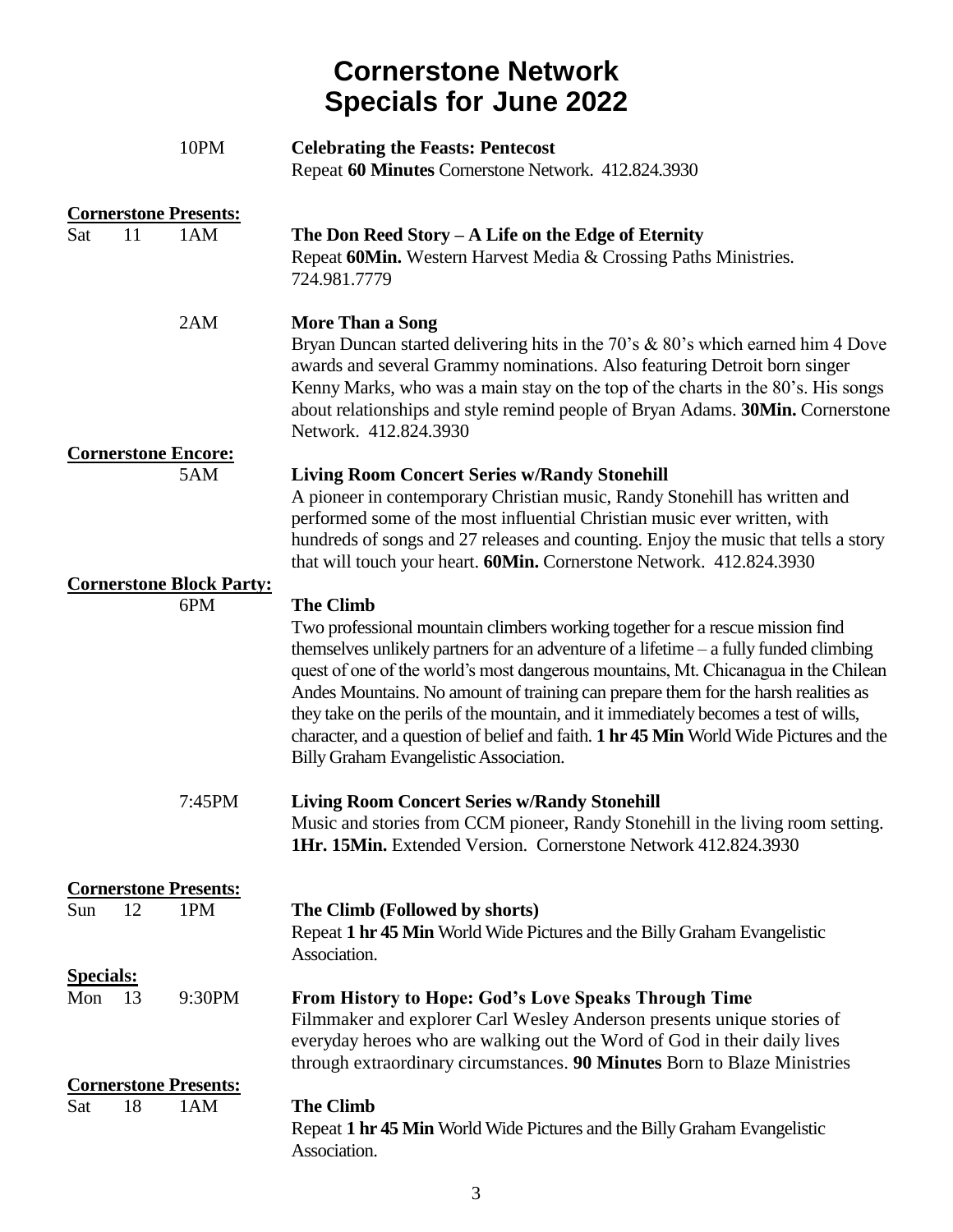# Cornerstone Network
# Specials for June 2022

10PM **Celebrating the Feasts: Pentecost**
Repeat **60 Minutes** Cornerstone Network. 412.824.3930

**Cornerstone Presents:**

Sat 11 1AM **The Don Reed Story – A Life on the Edge of Eternity**
Repeat **60Min.** Western Harvest Media & Crossing Paths Ministries. 724.981.7779

2AM **More Than a Song**
Bryan Duncan started delivering hits in the 70's & 80's which earned him 4 Dove awards and several Grammy nominations. Also featuring Detroit born singer Kenny Marks, who was a main stay on the top of the charts in the 80's. His songs about relationships and style remind people of Bryan Adams. **30Min.** Cornerstone Network. 412.824.3930

**Cornerstone Encore:**

5AM **Living Room Concert Series w/Randy Stonehill**
A pioneer in contemporary Christian music, Randy Stonehill has written and performed some of the most influential Christian music ever written, with hundreds of songs and 27 releases and counting. Enjoy the music that tells a story that will touch your heart. **60Min.** Cornerstone Network. 412.824.3930

**Cornerstone Block Party:**

6PM **The Climb**
Two professional mountain climbers working together for a rescue mission find themselves unlikely partners for an adventure of a lifetime – a fully funded climbing quest of one of the world's most dangerous mountains, Mt. Chicanagua in the Chilean Andes Mountains. No amount of training can prepare them for the harsh realities as they take on the perils of the mountain, and it immediately becomes a test of wills, character, and a question of belief and faith. **1 hr 45 Min** World Wide Pictures and the Billy Graham Evangelistic Association.

7:45PM **Living Room Concert Series w/Randy Stonehill**
Music and stories from CCM pioneer, Randy Stonehill in the living room setting. **1Hr. 15Min.** Extended Version. Cornerstone Network 412.824.3930

**Cornerstone Presents:**

Sun 12 1PM **The Climb (Followed by shorts)**
Repeat **1 hr 45 Min** World Wide Pictures and the Billy Graham Evangelistic Association.

**Specials:**

Mon 13 9:30PM **From History to Hope: God's Love Speaks Through Time**
Filmmaker and explorer Carl Wesley Anderson presents unique stories of everyday heroes who are walking out the Word of God in their daily lives through extraordinary circumstances. **90 Minutes** Born to Blaze Ministries

**Cornerstone Presents:**

Sat 18 1AM **The Climb**
Repeat **1 hr 45 Min** World Wide Pictures and the Billy Graham Evangelistic Association.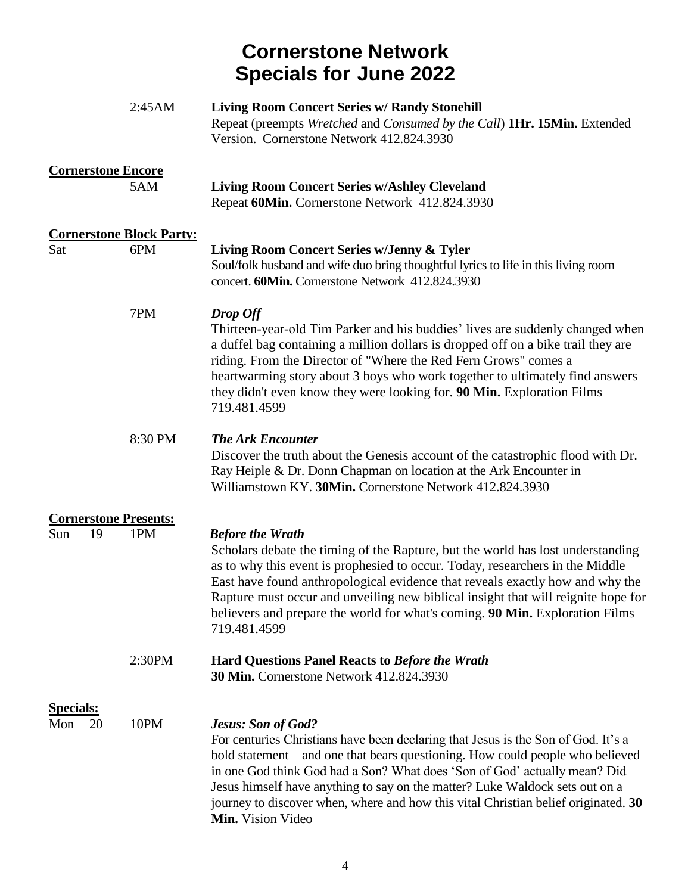# Cornerstone Network
# Specials for June 2022

2:45AM **Living Room Concert Series w/ Randy Stonehill**
Repeat (preempts *Wretched* and *Consumed by the Call*) **1Hr. 15Min.** Extended Version. Cornerstone Network 412.824.3930

**Cornerstone Encore**

5AM **Living Room Concert Series w/Ashley Cleveland**
Repeat **60Min.** Cornerstone Network 412.824.3930

**Cornerstone Block Party:**

Sat 6PM **Living Room Concert Series w/Jenny & Tyler**
Soul/folk husband and wife duo bring thoughtful lyrics to life in this living room concert. **60Min.** Cornerstone Network 412.824.3930

7PM ***Drop Off***
Thirteen-year-old Tim Parker and his buddies' lives are suddenly changed when a duffel bag containing a million dollars is dropped off on a bike trail they are riding. From the Director of "Where the Red Fern Grows" comes a heartwarming story about 3 boys who work together to ultimately find answers they didn't even know they were looking for. **90 Min.** Exploration Films 719.481.4599

8:30 PM ***The Ark Encounter***
Discover the truth about the Genesis account of the catastrophic flood with Dr. Ray Heiple & Dr. Donn Chapman on location at the Ark Encounter in Williamstown KY. **30Min.** Cornerstone Network 412.824.3930

**Cornerstone Presents:**

Sun 19 1PM ***Before the Wrath***
Scholars debate the timing of the Rapture, but the world has lost understanding as to why this event is prophesied to occur. Today, researchers in the Middle East have found anthropological evidence that reveals exactly how and why the Rapture must occur and unveiling new biblical insight that will reignite hope for believers and prepare the world for what's coming. **90 Min.** Exploration Films 719.481.4599

2:30PM **Hard Questions Panel Reacts to *Before the Wrath***
**30 Min.** Cornerstone Network 412.824.3930

**Specials:**

Mon 20 10PM ***Jesus: Son of God?***
For centuries Christians have been declaring that Jesus is the Son of God. It's a bold statement—and one that bears questioning. How could people who believed in one God think God had a Son? What does 'Son of God' actually mean? Did Jesus himself have anything to say on the matter? Luke Waldock sets out on a journey to discover when, where and how this vital Christian belief originated. **30 Min.** Vision Video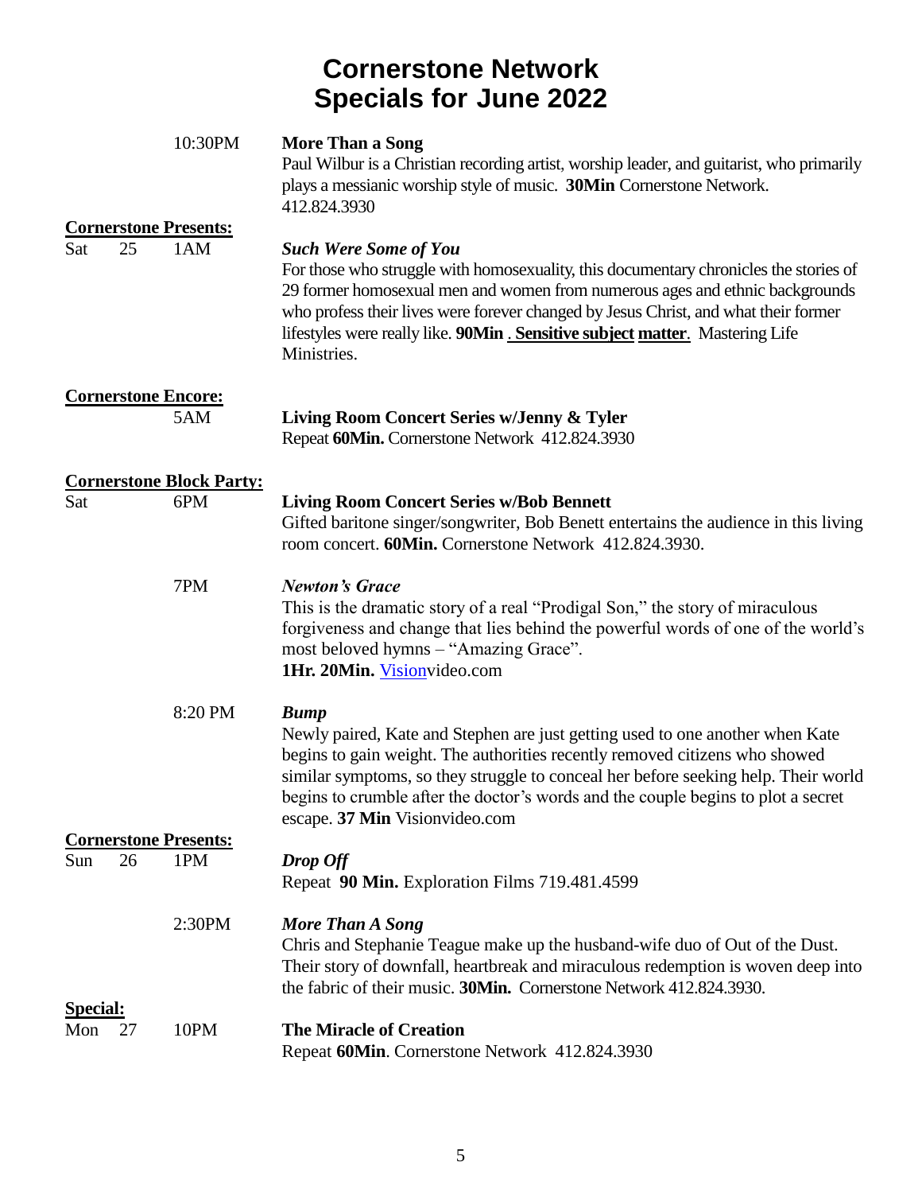# Cornerstone Network
# Specials for June 2022

10:30PM **More Than a Song**
Paul Wilbur is a Christian recording artist, worship leader, and guitarist, who primarily plays a messianic worship style of music. **30Min** Cornerstone Network. 412.824.3930

**Cornerstone Presents:**

Sat 25 1AM ***Such Were Some of You***
For those who struggle with homosexuality, this documentary chronicles the stories of 29 former homosexual men and women from numerous ages and ethnic backgrounds who profess their lives were forever changed by Jesus Christ, and what their former lifestyles were really like. **90Min . Sensitive subject matter**. Mastering Life Ministries.

**Cornerstone Encore:**

5AM **Living Room Concert Series w/Jenny & Tyler**
Repeat **60Min.** Cornerstone Network 412.824.3930

**Cornerstone Block Party:**

Sat 6PM **Living Room Concert Series w/Bob Bennett**
Gifted baritone singer/songwriter, Bob Benett entertains the audience in this living room concert. **60Min.** Cornerstone Network 412.824.3930.

7PM ***Newton's Grace***
This is the dramatic story of a real "Prodigal Son," the story of miraculous forgiveness and change that lies behind the powerful words of one of the world's most beloved hymns – "Amazing Grace".
**1Hr. 20Min.** Visionvideo.com

8:20 PM ***Bump***
Newly paired, Kate and Stephen are just getting used to one another when Kate begins to gain weight. The authorities recently removed citizens who showed similar symptoms, so they struggle to conceal her before seeking help. Their world begins to crumble after the doctor's words and the couple begins to plot a secret escape. **37 Min** Visionvideo.com

**Cornerstone Presents:**

Sun 26 1PM ***Drop Off***
Repeat **90 Min.** Exploration Films 719.481.4599

2:30PM ***More Than A Song***
Chris and Stephanie Teague make up the husband-wife duo of Out of the Dust. Their story of downfall, heartbreak and miraculous redemption is woven deep into the fabric of their music. **30Min.** Cornerstone Network 412.824.3930.

**Special:**

Mon 27 10PM **The Miracle of Creation**
Repeat **60Min**. Cornerstone Network 412.824.3930